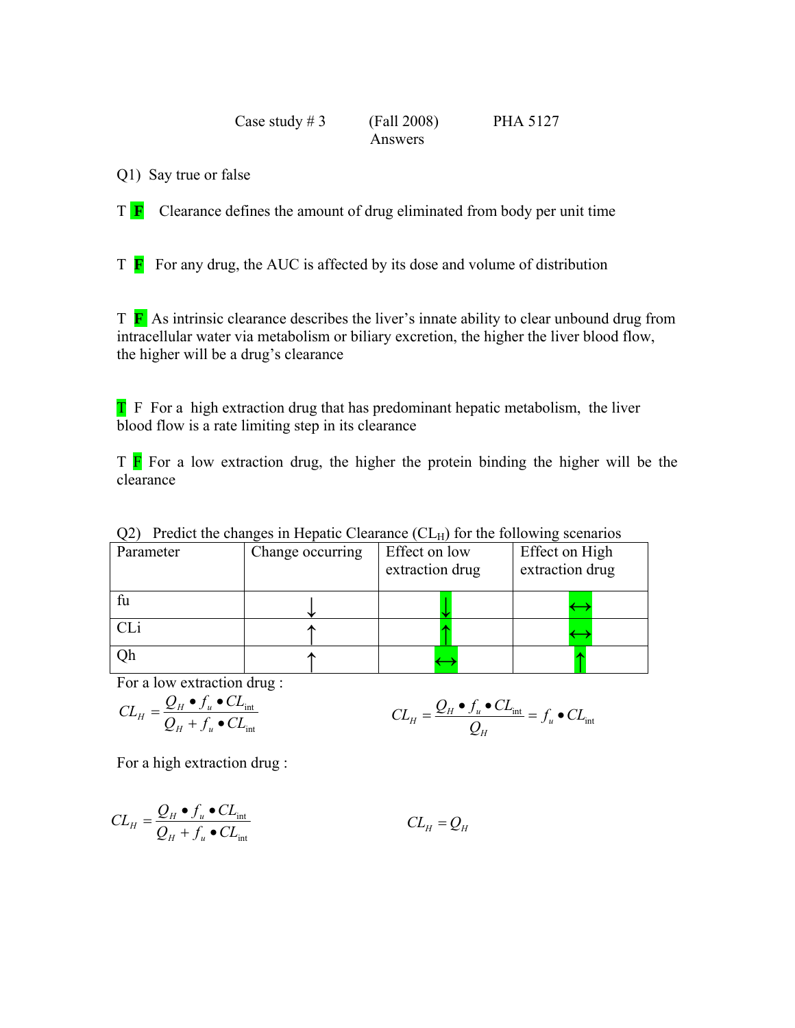Case study # 3 (Fall 2008) PHA 5127

Answers

Q1) Say true or false

T **F** Clearance defines the amount of drug eliminated from body per unit time

T **F** For any drug, the AUC is affected by its dose and volume of distribution

T **F** As intrinsic clearance describes the liver's innate ability to clear unbound drug from intracellular water via metabolism or biliary excretion, the higher the liver blood flow, the higher will be a drug's clearance

**T** F For a high extraction drug that has predominant hepatic metabolism, the liver blood flow is a rate limiting step in its clearance

T **F** For a low extraction drug, the higher the protein binding the higher will be the clearance

Q2) Predict the changes in Hepatic Clearance ($CL_H$) for the following scenarios

| Parameter | Change occurring | Effect on low extraction drug | Effect on High extraction drug |
|---|---|---|---|
| fu | ↓ | ↓ | ↔ |
| CLi | ↑ | ↑ | ↔ |
| Qh | ↑ | ↔ | ↑ |

For a low extraction drug :

$$CL_H = \frac{Q_H \bullet f_u \bullet CL_{\text{int}}}{Q_H + f_u \bullet CL_{\text{int}}} \qquad CL_H = \frac{Q_H \bullet f_u \bullet CL_{\text{int}}}{Q_H} = f_u \bullet CL_{\text{int}}$$

For a high extraction drug :

$$CL_H = \frac{Q_H \bullet f_u \bullet CL_{\text{int}}}{Q_H + f_u \bullet CL_{\text{int}}} \qquad CL_H = Q_H$$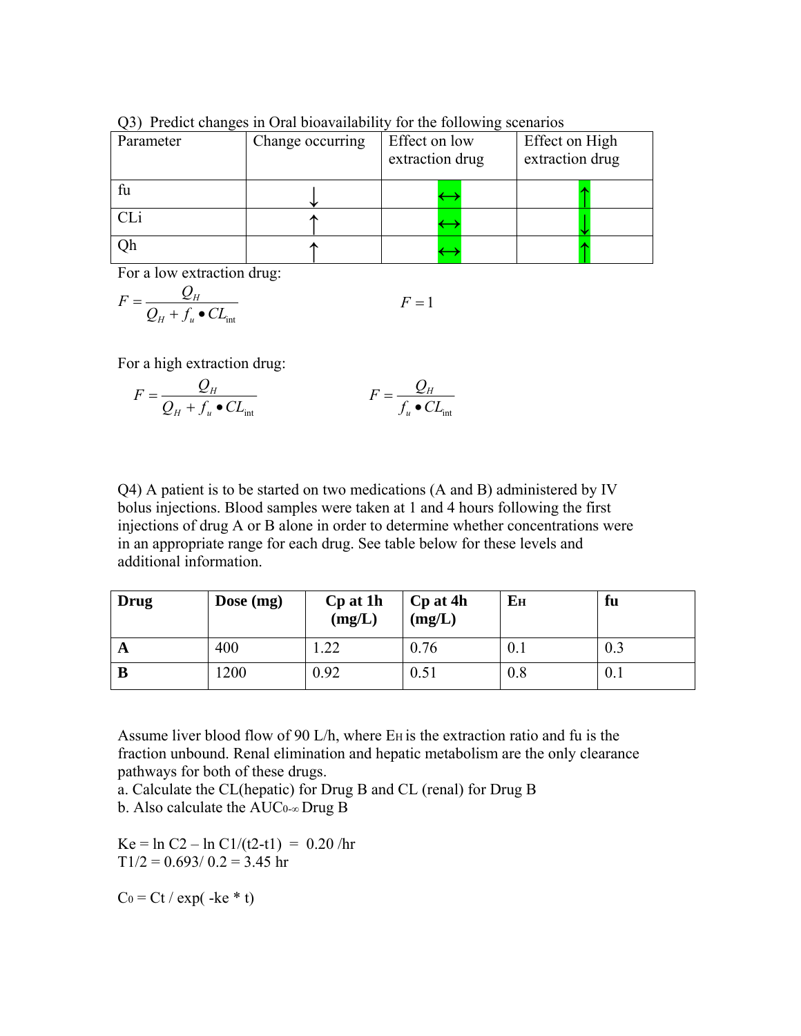Q3) Predict changes in Oral bioavailability for the following scenarios

| Parameter | Change occurring | Effect on low extraction drug | Effect on High extraction drug |
|---|---|---|---|
| fu | ↓ | ↔ | ↑ |
| CLi | ↑ | ↔ | ↓ |
| Qh | ↑ | ↔ | ↑ |

For a low extraction drug:

$$F = \frac{Q_H}{Q_H + f_u \bullet CL_{\text{int}}} \qquad\qquad F = 1$$

For a high extraction drug:

$$F = \frac{Q_H}{Q_H + f_u \bullet CL_{\text{int}}} \qquad\qquad F = \frac{Q_H}{f_u \bullet CL_{\text{int}}}$$

Q4) A patient is to be started on two medications (A and B) administered by IV bolus injections. Blood samples were taken at 1 and 4 hours following the first injections of drug A or B alone in order to determine whether concentrations were in an appropriate range for each drug. See table below for these levels and additional information.

| **Drug** | **Dose (mg)** | **Cp at 1h (mg/L)** | **Cp at 4h (mg/L)** | **$E_H$** | **fu** |
|---|---|---|---|---|---|
| **A** | 400 | 1.22 | 0.76 | 0.1 | 0.3 |
| **B** | 1200 | 0.92 | 0.51 | 0.8 | 0.1 |

Assume liver blood flow of 90 L/h, where $E_H$ is the extraction ratio and fu is the fraction unbound. Renal elimination and hepatic metabolism are the only clearance pathways for both of these drugs.

a. Calculate the CL(hepatic) for Drug B and CL (renal) for Drug B

b. Also calculate the $AUC_{0-\infty}$ Drug B

Ke = ln C2 – ln C1/(t2-t1) = 0.20 /hr

T1/2 = 0.693/ 0.2 = 3.45 hr

$C_0$ = Ct / exp( -ke * t)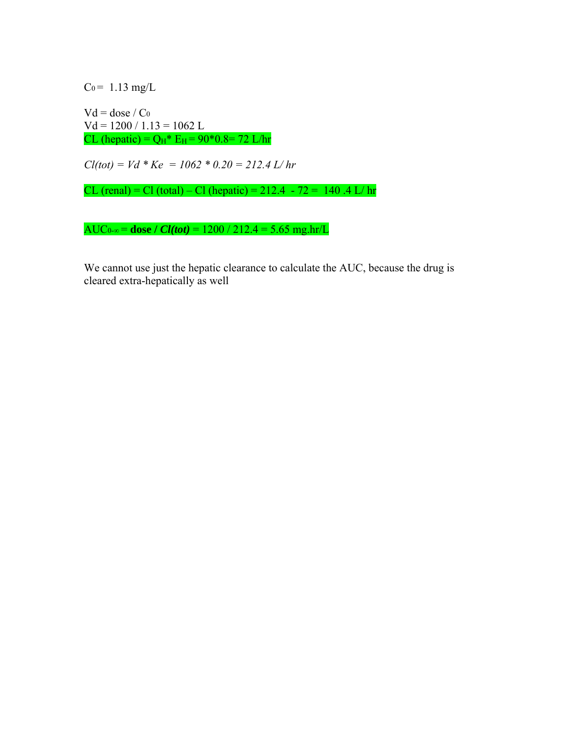$C_0 = 1.13$ mg/L

Vd = dose / $C_0$
Vd = 1200 / 1.13 = 1062 L
CL (hepatic) = $Q_H * E_H$ = 90*0.8= 72 L/hr

*Cl(tot) = Vd * Ke = 1062 * 0.20 = 212.4 L/ hr*

CL (renal) = Cl (total) – Cl (hepatic) = 212.4 - 72 = 140 .4 L/ hr

$AUC_{0-\infty}$ = **dose / *Cl(tot)*** = 1200 / 212.4 = 5.65 mg.hr/L

We cannot use just the hepatic clearance to calculate the AUC, because the drug is cleared extra-hepatically as well